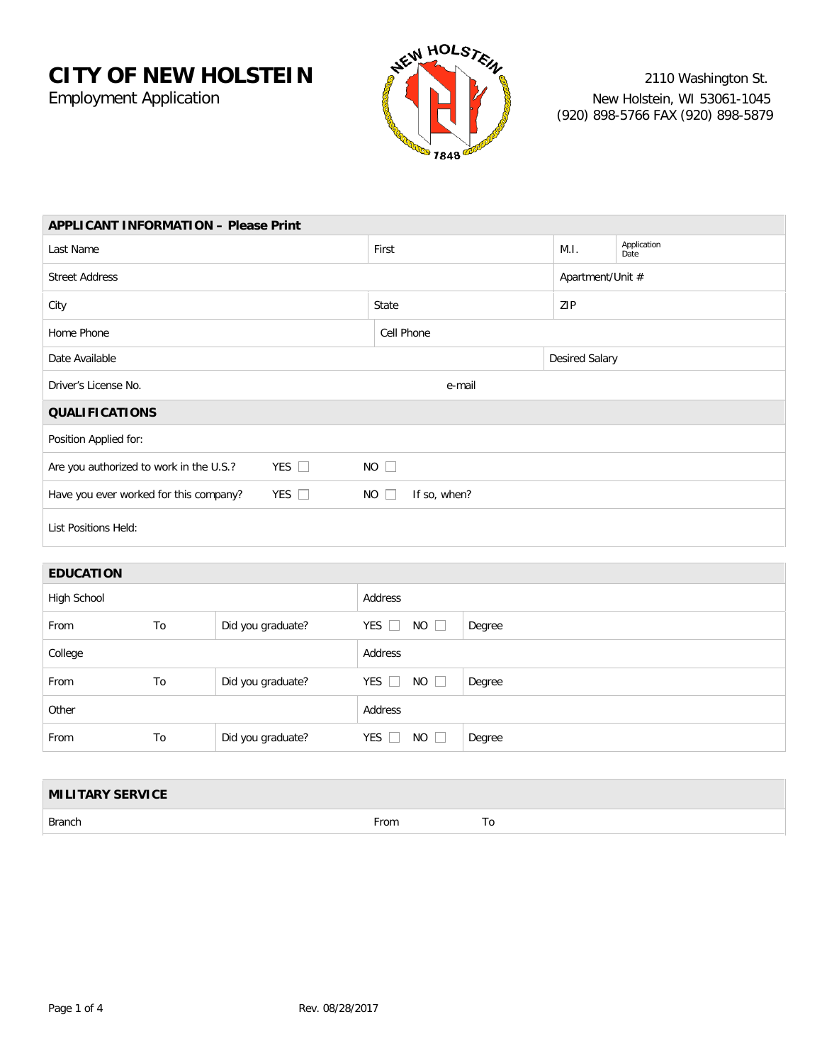# CITY OF NEW HOLSTEIN

Employment Application

2110 Washington St.
New Holstein, WI 53061-1045
(920) 898-5766 FAX (920) 898-5879

| **APPLICANT INFORMATION – Please Print** | | | |
|---|---|---|---|
| Last Name | First | M.I. | Application Date |
| Street Address | | Apartment/Unit # | |
| City | State | ZIP | |
| Home Phone | Cell Phone | | |
| Date Available | | Desired Salary | |
| Driver's License No. | e-mail | | |

| **QUALIFICATIONS** | | | |
|---|---|---|---|
| Position Applied for: | | | |
| Are you authorized to work in the U.S.? | YES ☐ | NO ☐ | |
| Have you ever worked for this company? | YES ☐ | NO ☐ | If so, when? |
| List Positions Held: | | | |

| **EDUCATION** | | | | |
|---|---|---|---|---|
| High School | | | Address | |
| From | To | Did you graduate? | YES ☐ NO ☐ | Degree |
| College | | | Address | |
| From | To | Did you graduate? | YES ☐ NO ☐ | Degree |
| Other | | | Address | |
| From | To | Did you graduate? | YES ☐ NO ☐ | Degree |

| **MILITARY SERVICE** | | |
|---|---|---|
| Branch | From | To |

Rev. 08/28/2017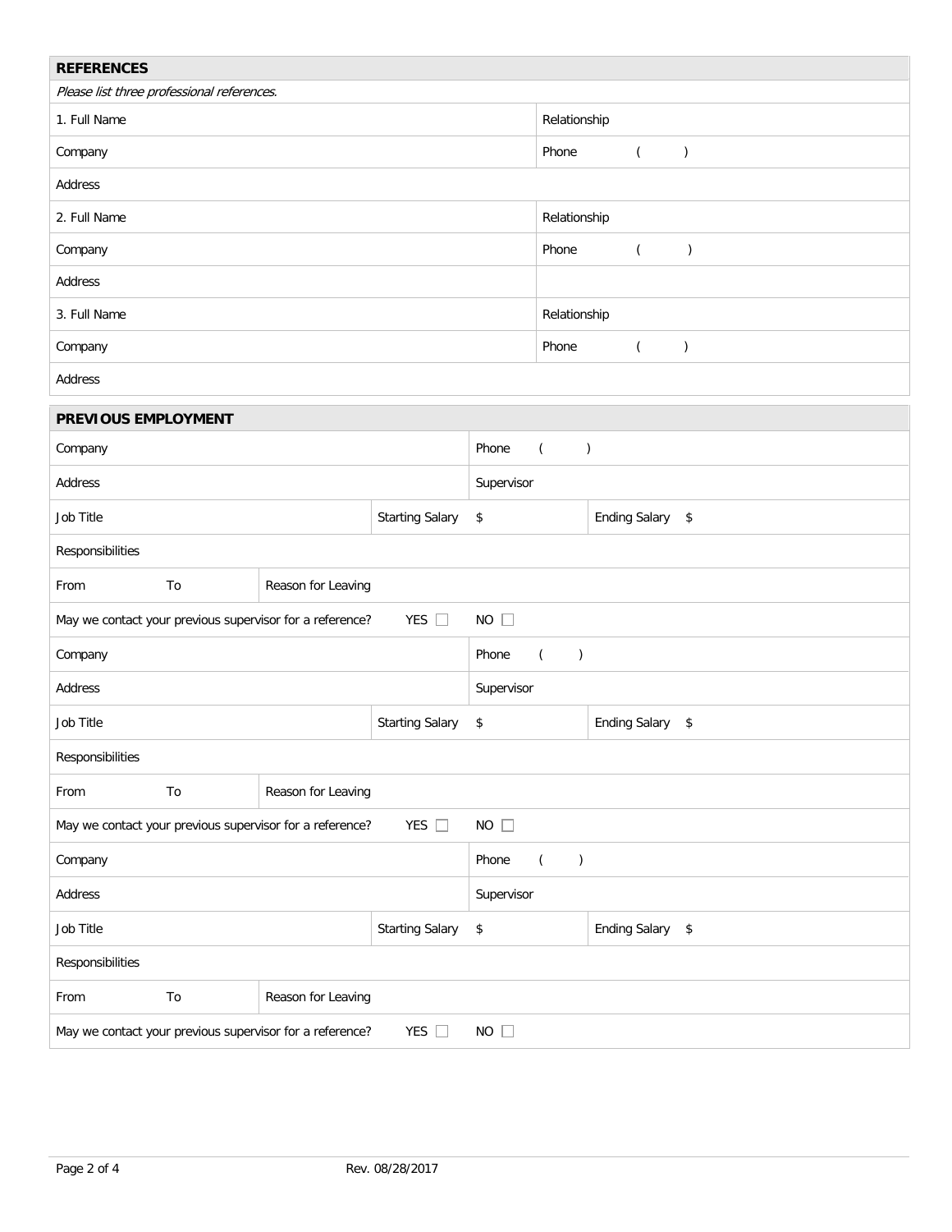## REFERENCES

*Please list three professional references.*

| | |
|---|---|
| 1. Full Name | Relationship |
| Company | Phone ( ) |
| Address | |
| 2. Full Name | Relationship |
| Company | Phone ( ) |
| Address | |
| 3. Full Name | Relationship |
| Company | Phone ( ) |
| Address | |

## PREVIOUS EMPLOYMENT

| | | | | |
|---|---|---|---|---|
| Company | | | Phone ( ) | |
| Address | | | Supervisor | |
| Job Title | | Starting Salary | $ | Ending Salary $ |
| Responsibilities | | | | |
| From | To | Reason for Leaving | | |
| May we contact your previous supervisor for a reference? | | YES ☐ | NO ☐ | |
| Company | | | Phone ( ) | |
| Address | | | Supervisor | |
| Job Title | | Starting Salary | $ | Ending Salary $ |
| Responsibilities | | | | |
| From | To | Reason for Leaving | | |
| May we contact your previous supervisor for a reference? | | YES ☐ | NO ☐ | |
| Company | | | Phone ( ) | |
| Address | | | Supervisor | |
| Job Title | | Starting Salary | $ | Ending Salary $ |
| Responsibilities | | | | |
| From | To | Reason for Leaving | | |
| May we contact your previous supervisor for a reference? | | YES ☐ | NO ☐ | |

Rev. 08/28/2017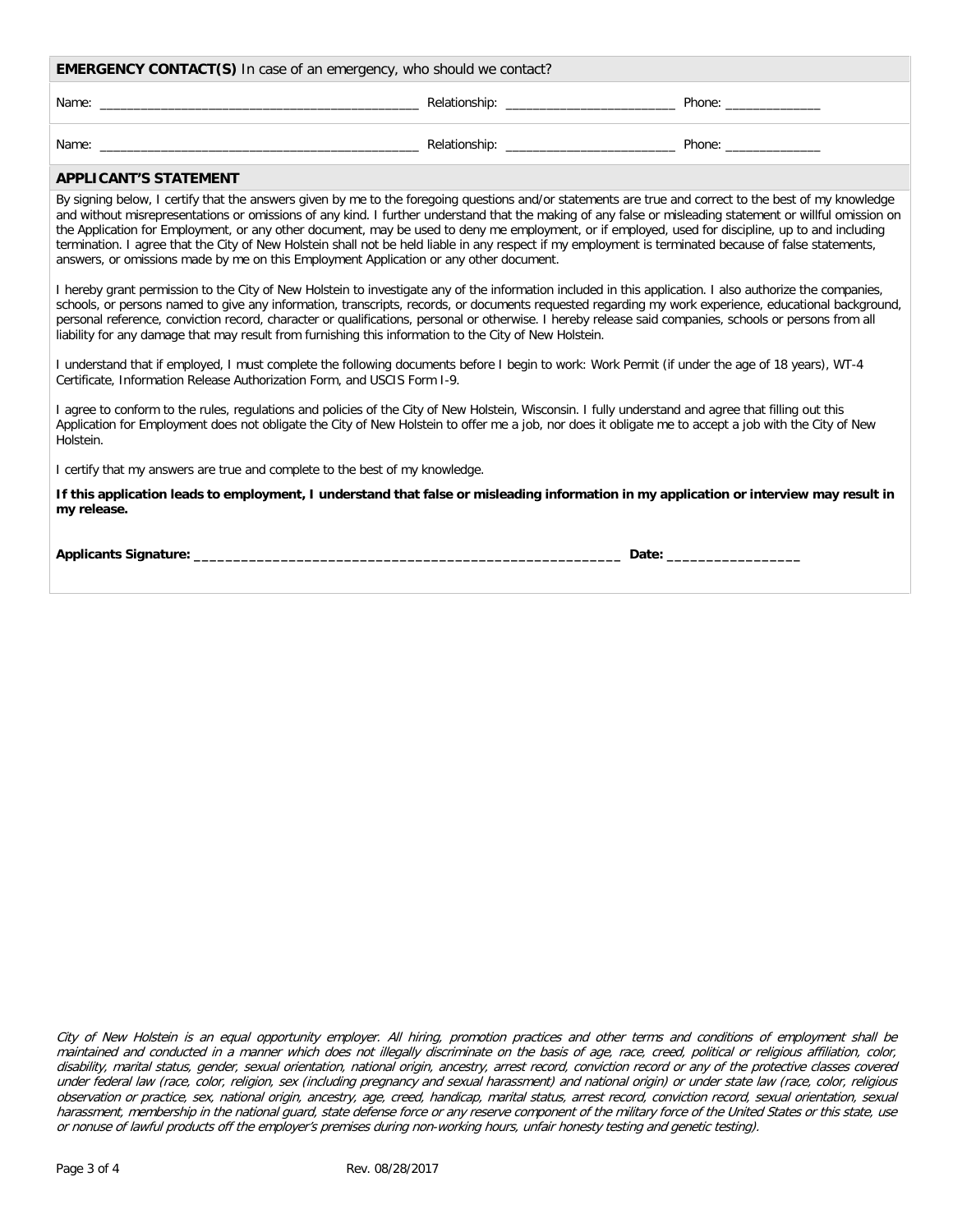**EMERGENCY CONTACT(S)** In case of an emergency, who should we contact?

Name: _______________________________________________ Relationship: _________________________ Phone: ______________

Name: _______________________________________________ Relationship: _________________________ Phone: ______________

**APPLICANT'S STATEMENT**

By signing below, I certify that the answers given by me to the foregoing questions and/or statements are true and correct to the best of my knowledge and without misrepresentations or omissions of any kind. I further understand that the making of any false or misleading statement or willful omission on the Application for Employment, or any other document, may be used to deny me employment, or if employed, used for discipline, up to and including termination. I agree that the City of New Holstein shall not be held liable in any respect if my employment is terminated because of false statements, answers, or omissions made by me on this Employment Application or any other document.

I hereby grant permission to the City of New Holstein to investigate any of the information included in this application. I also authorize the companies, schools, or persons named to give any information, transcripts, records, or documents requested regarding my work experience, educational background, personal reference, conviction record, character or qualifications, personal or otherwise. I hereby release said companies, schools or persons from all liability for any damage that may result from furnishing this information to the City of New Holstein.

I understand that if employed, I must complete the following documents before I begin to work: Work Permit (if under the age of 18 years), WT-4 Certificate, Information Release Authorization Form, and USCIS Form I-9.

I agree to conform to the rules, regulations and policies of the City of New Holstein, Wisconsin. I fully understand and agree that filling out this Application for Employment does not obligate the City of New Holstein to offer me a job, nor does it obligate me to accept a job with the City of New Holstein.

I certify that my answers are true and complete to the best of my knowledge.

**If this application leads to employment, I understand that false or misleading information in my application or interview may result in my release.**

**Applicants Signature: _______________________________________________________ Date: _________________**

*City of New Holstein is an equal opportunity employer. All hiring, promotion practices and other terms and conditions of employment shall be maintained and conducted in a manner which does not illegally discriminate on the basis of age, race, creed, political or religious affiliation, color, disability, marital status, gender, sexual orientation, national origin, ancestry, arrest record, conviction record or any of the protective classes covered under federal law (race, color, religion, sex (including pregnancy and sexual harassment) and national origin) or under state law (race, color, religious observation or practice, sex, national origin, ancestry, age, creed, handicap, marital status, arrest record, conviction record, sexual orientation, sexual harassment, membership in the national guard, state defense force or any reserve component of the military force of the United States or this state, use or nonuse of lawful products off the employer's premises during non-working hours, unfair honesty testing and genetic testing).*

Rev. 08/28/2017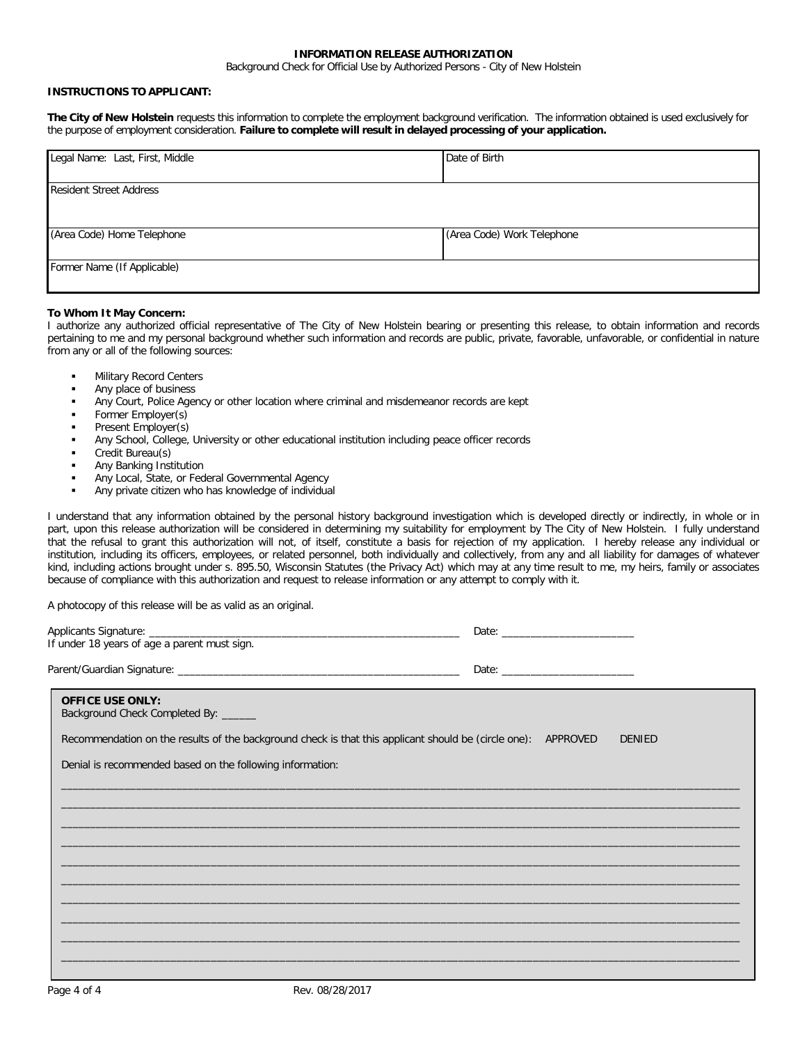# INFORMATION RELEASE AUTHORIZATION

Background Check for Official Use by Authorized Persons - City of New Holstein

**INSTRUCTIONS TO APPLICANT:**

**The City of New Holstein** requests this information to complete the employment background verification. The information obtained is used exclusively for the purpose of employment consideration. **Failure to complete will result in delayed processing of your application.**

| | |
|---|---|
| Legal Name: Last, First, Middle | Date of Birth |
| Resident Street Address | |
| (Area Code) Home Telephone | (Area Code) Work Telephone |
| Former Name (If Applicable) | |

**To Whom It May Concern:**
I authorize any authorized official representative of The City of New Holstein bearing or presenting this release, to obtain information and records pertaining to me and my personal background whether such information and records are public, private, favorable, unfavorable, or confidential in nature from any or all of the following sources:

- Military Record Centers
- Any place of business
- Any Court, Police Agency or other location where criminal and misdemeanor records are kept
- Former Employer(s)
- Present Employer(s)
- Any School, College, University or other educational institution including peace officer records
- Credit Bureau(s)
- Any Banking Institution
- Any Local, State, or Federal Governmental Agency
- Any private citizen who has knowledge of individual

I understand that any information obtained by the personal history background investigation which is developed directly or indirectly, in whole or in part, upon this release authorization will be considered in determining my suitability for employment by The City of New Holstein. I fully understand that the refusal to grant this authorization will not, of itself, constitute a basis for rejection of my application. I hereby release any individual or institution, including its officers, employees, or related personnel, both individually and collectively, from any and all liability for damages of whatever kind, including actions brought under s. 895.50, Wisconsin Statutes (the Privacy Act) which may at any time result to me, my heirs, family or associates because of compliance with this authorization and request to release information or any attempt to comply with it.

A photocopy of this release will be as valid as an original.

Applicants Signature: ______________________________________________________ Date: ______________________
If under 18 years of age a parent must sign.

Parent/Guardian Signature: ________________________________________________ Date: ______________________

**OFFICE USE ONLY:**
Background Check Completed By: ______

Recommendation on the results of the background check is that this applicant should be (circle one): APPROVED DENIED

Denial is recommended based on the following information:

______________________________________________________________________________________________

______________________________________________________________________________________________

______________________________________________________________________________________________

______________________________________________________________________________________________

______________________________________________________________________________________________

______________________________________________________________________________________________

______________________________________________________________________________________________

______________________________________________________________________________________________

______________________________________________________________________________________________

______________________________________________________________________________________________

Rev. 08/28/2017